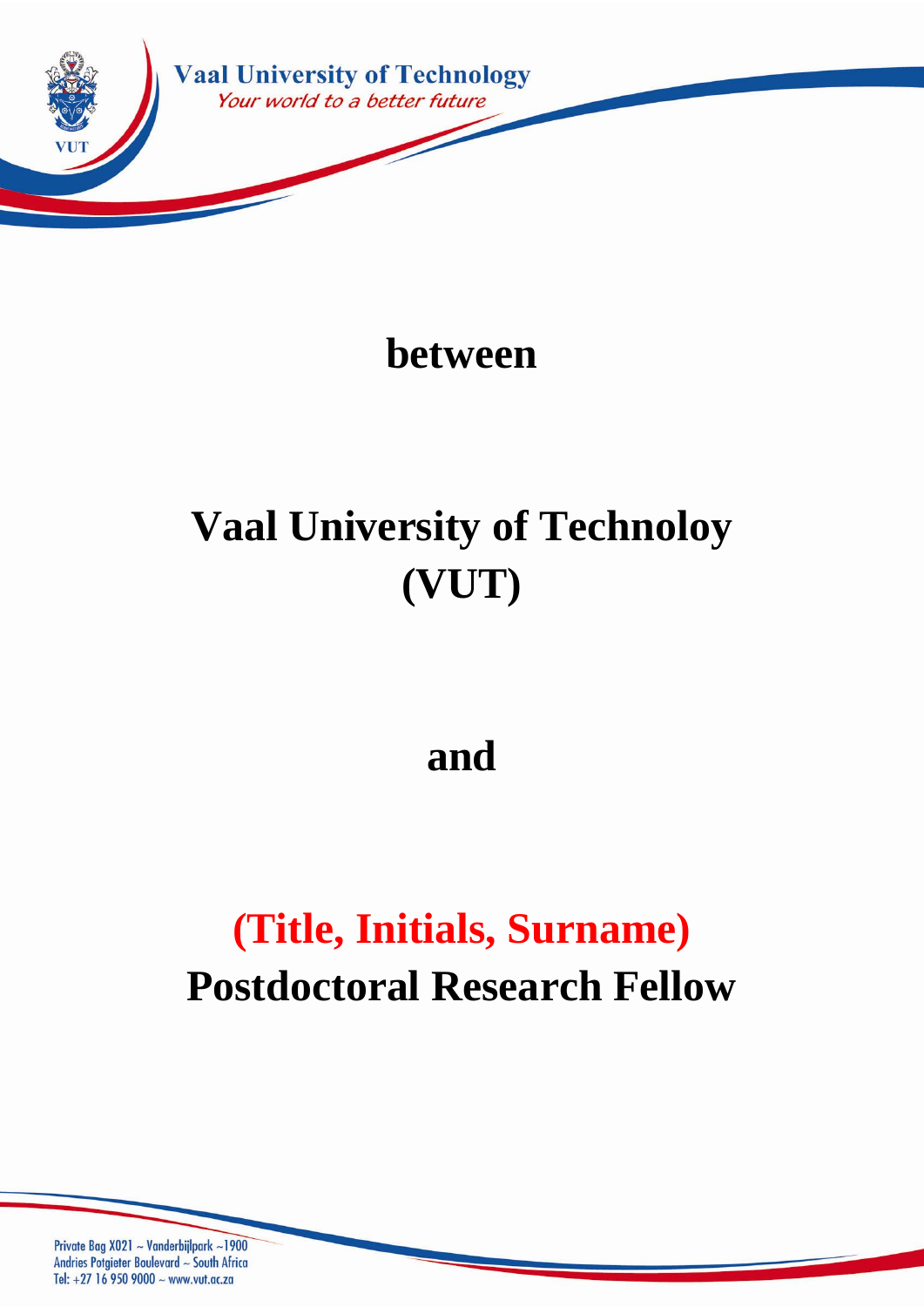# between

# Vaal University of Technoloy (VUT)

# and

# (Title, Initials, Surname) Postdoctoral Research Fellow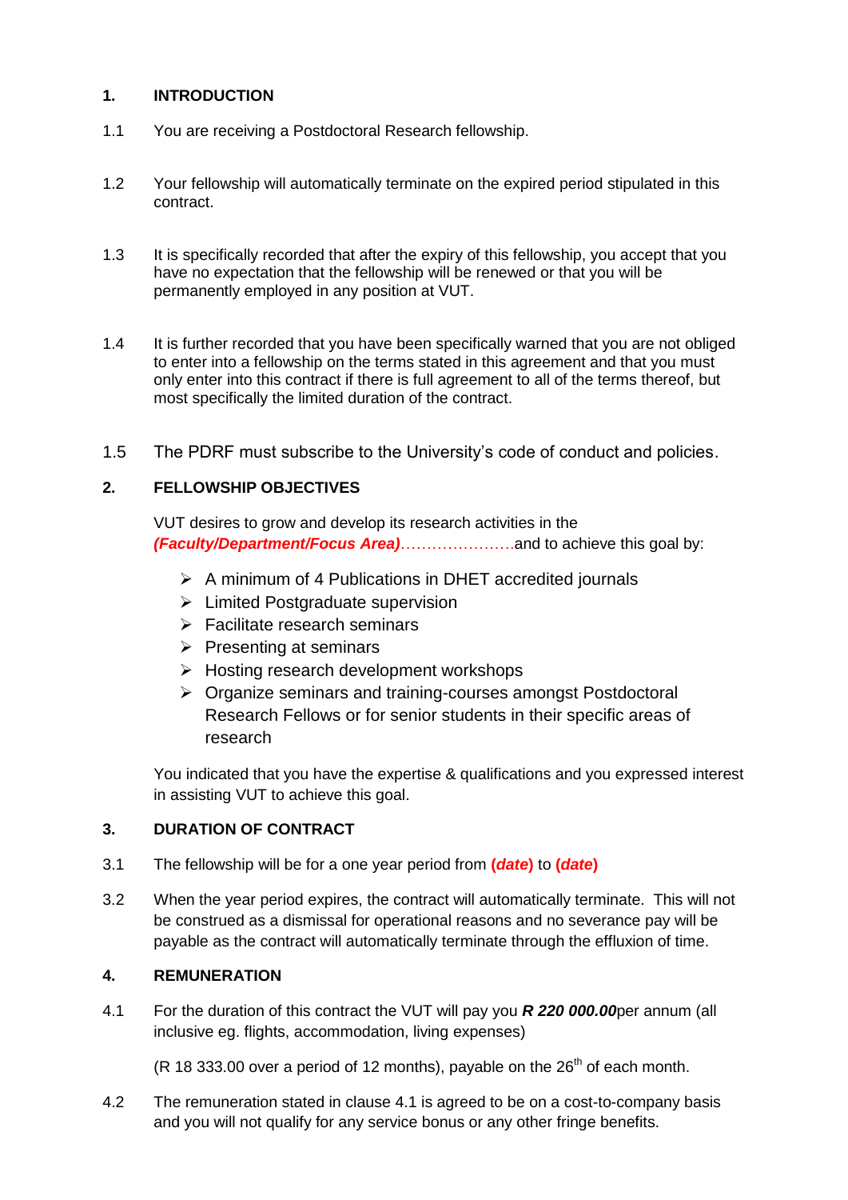## 1. INTRODUCTION

1.1 You are receiving a Postdoctoral Research fellowship.

1.2 Your fellowship will automatically terminate on the expired period stipulated in this contract.

1.3 It is specifically recorded that after the expiry of this fellowship, you accept that you have no expectation that the fellowship will be renewed or that you will be permanently employed in any position at VUT.

1.4 It is further recorded that you have been specifically warned that you are not obliged to enter into a fellowship on the terms stated in this agreement and that you must only enter into this contract if there is full agreement to all of the terms thereof, but most specifically the limited duration of the contract.

1.5 The PDRF must subscribe to the University's code of conduct and policies.

## 2. FELLOWSHIP OBJECTIVES

VUT desires to grow and develop its research activities in the ***(Faculty/Department/Focus Area)***……………………and to achieve this goal by:

- A minimum of 4 Publications in DHET accredited journals
- Limited Postgraduate supervision
- Facilitate research seminars
- Presenting at seminars
- Hosting research development workshops
- Organize seminars and training-courses amongst Postdoctoral Research Fellows or for senior students in their specific areas of research

You indicated that you have the expertise & qualifications and you expressed interest in assisting VUT to achieve this goal.

## 3. DURATION OF CONTRACT

3.1 The fellowship will be for a one year period from **(*date*)** to **(*date*)**

3.2 When the year period expires, the contract will automatically terminate. This will not be construed as a dismissal for operational reasons and no severance pay will be payable as the contract will automatically terminate through the effluxion of time.

## 4. REMUNERATION

4.1 For the duration of this contract the VUT will pay you ***R 220 000.00***per annum (all inclusive eg. flights, accommodation, living expenses)

(R 18 333.00 over a period of 12 months), payable on the 26th of each month.

4.2 The remuneration stated in clause 4.1 is agreed to be on a cost-to-company basis and you will not qualify for any service bonus or any other fringe benefits.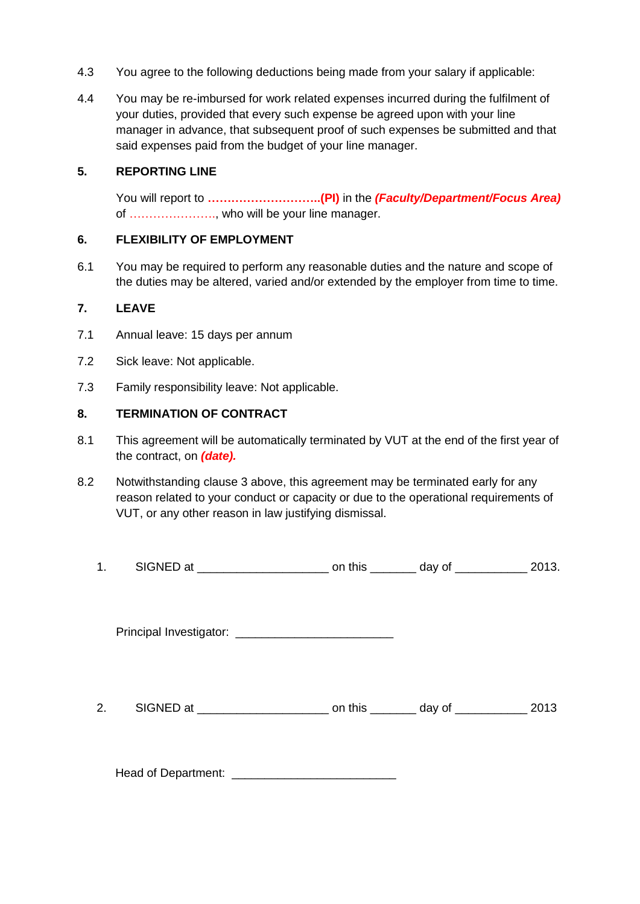4.3 You agree to the following deductions being made from your salary if applicable:

4.4 You may be re-imbursed for work related expenses incurred during the fulfilment of your duties, provided that every such expense be agreed upon with your line manager in advance, that subsequent proof of such expenses be submitted and that said expenses paid from the budget of your line manager.

## 5. REPORTING LINE

You will report to **………………………..(PI)** in the ***(Faculty/Department/Focus Area)*** of …………………., who will be your line manager.

## 6. FLEXIBILITY OF EMPLOYMENT

6.1 You may be required to perform any reasonable duties and the nature and scope of the duties may be altered, varied and/or extended by the employer from time to time.

## 7. LEAVE

7.1 Annual leave: 15 days per annum

7.2 Sick leave: Not applicable.

7.3 Family responsibility leave: Not applicable.

## 8. TERMINATION OF CONTRACT

8.1 This agreement will be automatically terminated by VUT at the end of the first year of the contract, on ***(date).***

8.2 Notwithstanding clause 3 above, this agreement may be terminated early for any reason related to your conduct or capacity or due to the operational requirements of VUT, or any other reason in law justifying dismissal.

1. SIGNED at ____________________ on this _______ day of ___________ 2013.

Principal Investigator: ________________________

2. SIGNED at ____________________ on this _______ day of ___________ 2013

Head of Department: _________________________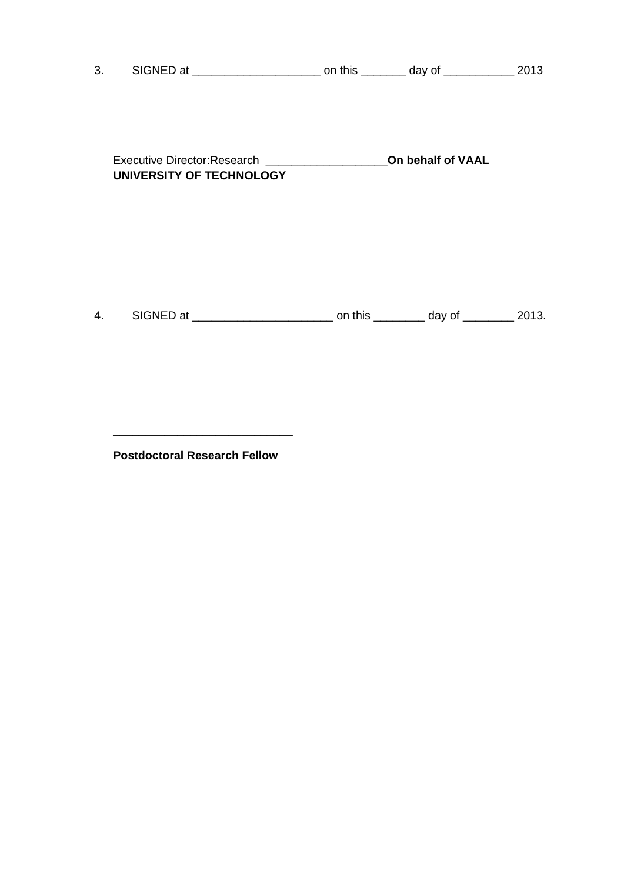3. SIGNED at ____________________ on this _______ day of ___________ 2013

Executive Director:Research __________________**On behalf of VAAL UNIVERSITY OF TECHNOLOGY**

4. SIGNED at _____________________ on this ________ day of ________ 2013.

___________________________

**Postdoctoral Research Fellow**